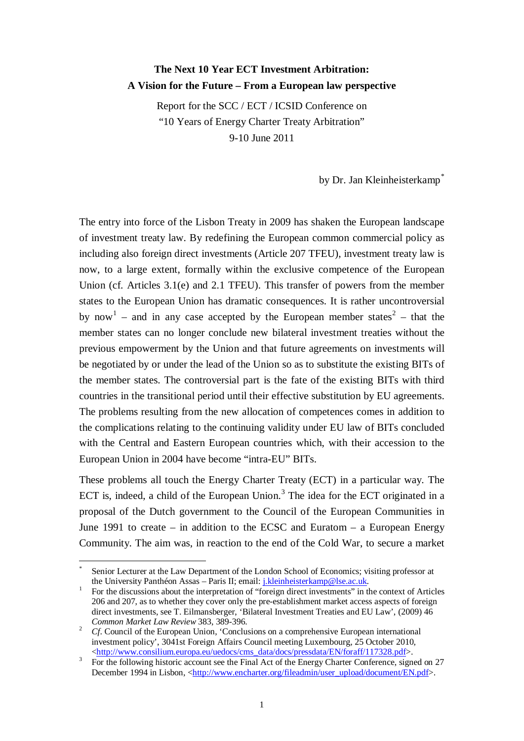**The Next 10 Year ECT Investment Arbitration:**
**A Vision for the Future – From a European law perspective**

Report for the SCC / ECT / ICSID Conference on
"10 Years of Energy Charter Treaty Arbitration"
9-10 June 2011

by Dr. Jan Kleinheisterkamp[*]

The entry into force of the Lisbon Treaty in 2009 has shaken the European landscape of investment treaty law. By redefining the European common commercial policy as including also foreign direct investments (Article 207 TFEU), investment treaty law is now, to a large extent, formally within the exclusive competence of the European Union (cf. Articles 3.1(e) and 2.1 TFEU). This transfer of powers from the member states to the European Union has dramatic consequences. It is rather uncontroversial by now[1] – and in any case accepted by the European member states[2] – that the member states can no longer conclude new bilateral investment treaties without the previous empowerment by the Union and that future agreements on investments will be negotiated by or under the lead of the Union so as to substitute the existing BITs of the member states. The controversial part is the fate of the existing BITs with third countries in the transitional period until their effective substitution by EU agreements. The problems resulting from the new allocation of competences comes in addition to the complications relating to the continuing validity under EU law of BITs concluded with the Central and Eastern European countries which, with their accession to the European Union in 2004 have become "intra-EU" BITs.

These problems all touch the Energy Charter Treaty (ECT) in a particular way. The ECT is, indeed, a child of the European Union.[3] The idea for the ECT originated in a proposal of the Dutch government to the Council of the European Communities in June 1991 to create – in addition to the ECSC and Euratom – a European Energy Community. The aim was, in reaction to the end of the Cold War, to secure a market

---

[*] Senior Lecturer at the Law Department of the London School of Economics; visiting professor at the University Panthéon Assas – Paris II; email: j.kleinheisterkamp@lse.ac.uk.

[1] For the discussions about the interpretation of "foreign direct investments" in the context of Articles 206 and 207, as to whether they cover only the pre-establishment market access aspects of foreign direct investments, see T. Eilmansberger, 'Bilateral Investment Treaties and EU Law', (2009) 46 *Common Market Law Review* 383, 389-396.

[2] *Cf*. Council of the European Union, 'Conclusions on a comprehensive European international investment policy', 3041st Foreign Affairs Council meeting Luxembourg, 25 October 2010, <http://www.consilium.europa.eu/uedocs/cms_data/docs/pressdata/EN/foraff/117328.pdf>.

[3] For the following historic account see the Final Act of the Energy Charter Conference, signed on 27 December 1994 in Lisbon, <http://www.encharter.org/fileadmin/user_upload/document/EN.pdf>.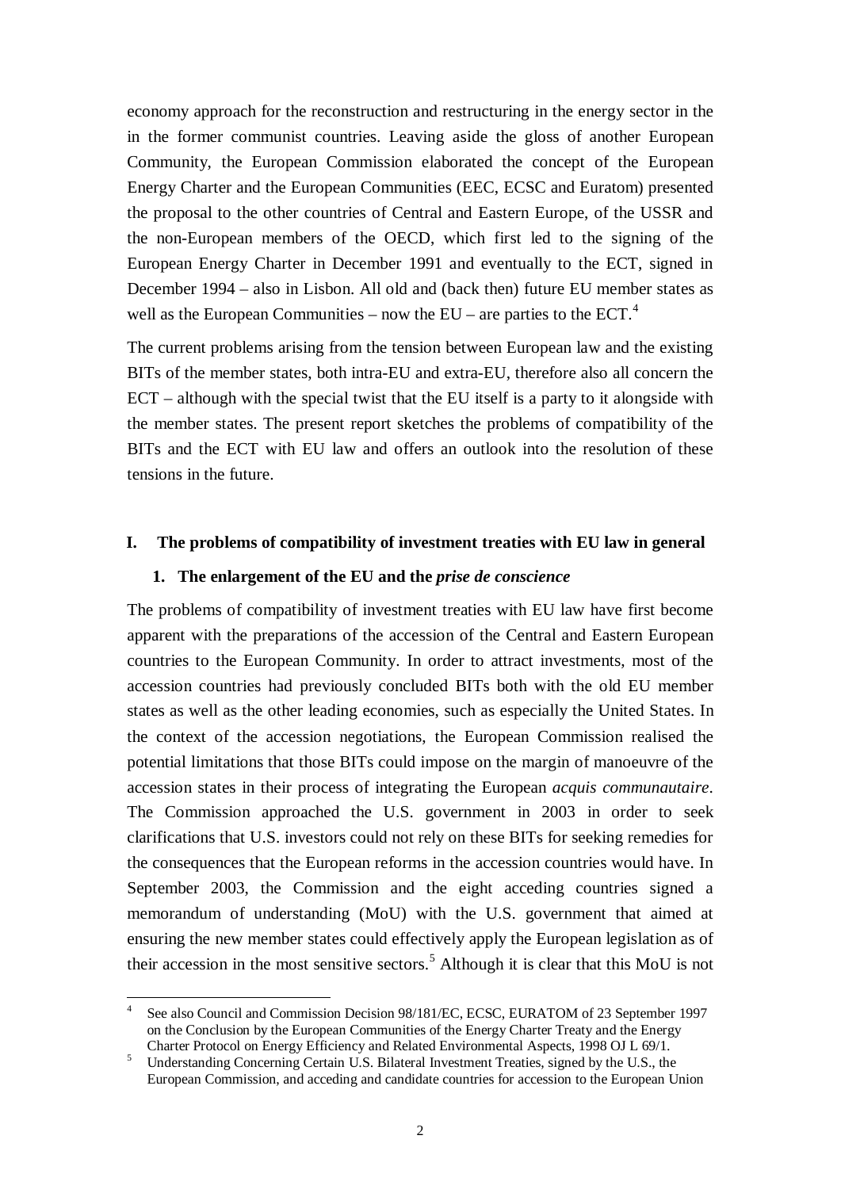economy approach for the reconstruction and restructuring in the energy sector in the in the former communist countries. Leaving aside the gloss of another European Community, the European Commission elaborated the concept of the European Energy Charter and the European Communities (EEC, ECSC and Euratom) presented the proposal to the other countries of Central and Eastern Europe, of the USSR and the non-European members of the OECD, which first led to the signing of the European Energy Charter in December 1991 and eventually to the ECT, signed in December 1994 – also in Lisbon. All old and (back then) future EU member states as well as the European Communities – now the EU – are parties to the ECT.[4]

The current problems arising from the tension between European law and the existing BITs of the member states, both intra-EU and extra-EU, therefore also all concern the ECT – although with the special twist that the EU itself is a party to it alongside with the member states. The present report sketches the problems of compatibility of the BITs and the ECT with EU law and offers an outlook into the resolution of these tensions in the future.

## I. The problems of compatibility of investment treaties with EU law in general

### 1. The enlargement of the EU and the *prise de conscience*

The problems of compatibility of investment treaties with EU law have first become apparent with the preparations of the accession of the Central and Eastern European countries to the European Community. In order to attract investments, most of the accession countries had previously concluded BITs both with the old EU member states as well as the other leading economies, such as especially the United States. In the context of the accession negotiations, the European Commission realised the potential limitations that those BITs could impose on the margin of manoeuvre of the accession states in their process of integrating the European *acquis communautaire*. The Commission approached the U.S. government in 2003 in order to seek clarifications that U.S. investors could not rely on these BITs for seeking remedies for the consequences that the European reforms in the accession countries would have. In September 2003, the Commission and the eight acceding countries signed a memorandum of understanding (MoU) with the U.S. government that aimed at ensuring the new member states could effectively apply the European legislation as of their accession in the most sensitive sectors.[5] Although it is clear that this MoU is not

---

[4] See also Council and Commission Decision 98/181/EC, ECSC, EURATOM of 23 September 1997 on the Conclusion by the European Communities of the Energy Charter Treaty and the Energy Charter Protocol on Energy Efficiency and Related Environmental Aspects, 1998 OJ L 69/1.

[5] Understanding Concerning Certain U.S. Bilateral Investment Treaties, signed by the U.S., the European Commission, and acceding and candidate countries for accession to the European Union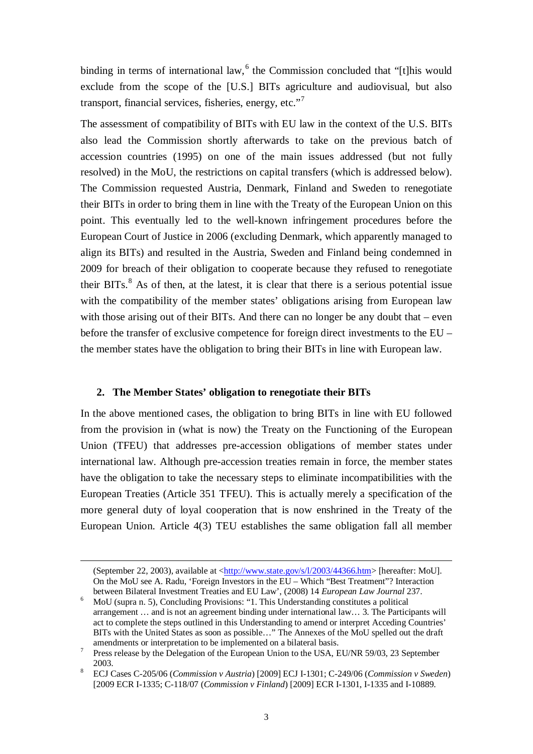binding in terms of international law,[6] the Commission concluded that "[t]his would exclude from the scope of the [U.S.] BITs agriculture and audiovisual, but also transport, financial services, fisheries, energy, etc."[7]

The assessment of compatibility of BITs with EU law in the context of the U.S. BITs also lead the Commission shortly afterwards to take on the previous batch of accession countries (1995) on one of the main issues addressed (but not fully resolved) in the MoU, the restrictions on capital transfers (which is addressed below). The Commission requested Austria, Denmark, Finland and Sweden to renegotiate their BITs in order to bring them in line with the Treaty of the European Union on this point. This eventually led to the well-known infringement procedures before the European Court of Justice in 2006 (excluding Denmark, which apparently managed to align its BITs) and resulted in the Austria, Sweden and Finland being condemned in 2009 for breach of their obligation to cooperate because they refused to renegotiate their BITs.[8] As of then, at the latest, it is clear that there is a serious potential issue with the compatibility of the member states' obligations arising from European law with those arising out of their BITs. And there can no longer be any doubt that – even before the transfer of exclusive competence for foreign direct investments to the EU – the member states have the obligation to bring their BITs in line with European law.

## 2. The Member States' obligation to renegotiate their BITs

In the above mentioned cases, the obligation to bring BITs in line with EU followed from the provision in (what is now) the Treaty on the Functioning of the European Union (TFEU) that addresses pre-accession obligations of member states under international law. Although pre-accession treaties remain in force, the member states have the obligation to take the necessary steps to eliminate incompatibilities with the European Treaties (Article 351 TFEU). This is actually merely a specification of the more general duty of loyal cooperation that is now enshrined in the Treaty of the European Union. Article 4(3) TEU establishes the same obligation fall all member

---

(September 22, 2003), available at <http://www.state.gov/s/l/2003/44366.htm> [hereafter: MoU]. On the MoU see A. Radu, 'Foreign Investors in the EU – Which "Best Treatment"? Interaction between Bilateral Investment Treaties and EU Law', (2008) 14 *European Law Journal* 237.

[6] MoU (supra n. 5), Concluding Provisions: "1. This Understanding constitutes a political arrangement … and is not an agreement binding under international law… 3. The Participants will act to complete the steps outlined in this Understanding to amend or interpret Acceding Countries' BITs with the United States as soon as possible…" The Annexes of the MoU spelled out the draft amendments or interpretation to be implemented on a bilateral basis.

[7] Press release by the Delegation of the European Union to the USA, EU/NR 59/03, 23 September 2003.

[8] ECJ Cases C-205/06 (*Commission v Austria*) [2009] ECJ I-1301; C-249/06 (*Commission v Sweden*) [2009 ECR I-1335; C-118/07 (*Commission v Finland*) [2009] ECR I-1301, I-1335 and I-10889.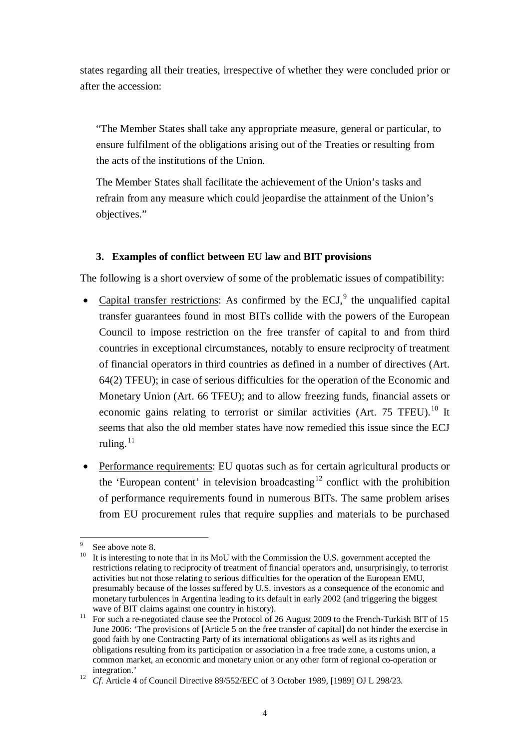states regarding all their treaties, irrespective of whether they were concluded prior or after the accession:

> "The Member States shall take any appropriate measure, general or particular, to ensure fulfilment of the obligations arising out of the Treaties or resulting from the acts of the institutions of the Union.
>
> The Member States shall facilitate the achievement of the Union's tasks and refrain from any measure which could jeopardise the attainment of the Union's objectives."

### 3. Examples of conflict between EU law and BIT provisions

The following is a short overview of some of the problematic issues of compatibility:

- Capital transfer restrictions: As confirmed by the ECJ,[9] the unqualified capital transfer guarantees found in most BITs collide with the powers of the European Council to impose restriction on the free transfer of capital to and from third countries in exceptional circumstances, notably to ensure reciprocity of treatment of financial operators in third countries as defined in a number of directives (Art. 64(2) TFEU); in case of serious difficulties for the operation of the Economic and Monetary Union (Art. 66 TFEU); and to allow freezing funds, financial assets or economic gains relating to terrorist or similar activities (Art. 75 TFEU).[10] It seems that also the old member states have now remedied this issue since the ECJ ruling.[11]
- Performance requirements: EU quotas such as for certain agricultural products or the 'European content' in television broadcasting[12] conflict with the prohibition of performance requirements found in numerous BITs. The same problem arises from EU procurement rules that require supplies and materials to be purchased

---

[9] See above note 8.

[10] It is interesting to note that in its MoU with the Commission the U.S. government accepted the restrictions relating to reciprocity of treatment of financial operators and, unsurprisingly, to terrorist activities but not those relating to serious difficulties for the operation of the European EMU, presumably because of the losses suffered by U.S. investors as a consequence of the economic and monetary turbulences in Argentina leading to its default in early 2002 (and triggering the biggest wave of BIT claims against one country in history).

[11] For such a re-negotiated clause see the Protocol of 26 August 2009 to the French-Turkish BIT of 15 June 2006: 'The provisions of [Article 5 on the free transfer of capital] do not hinder the exercise in good faith by one Contracting Party of its international obligations as well as its rights and obligations resulting from its participation or association in a free trade zone, a customs union, a common market, an economic and monetary union or any other form of regional co-operation or integration.'

[12] *Cf*. Article 4 of Council Directive 89/552/EEC of 3 October 1989, [1989] OJ L 298/23.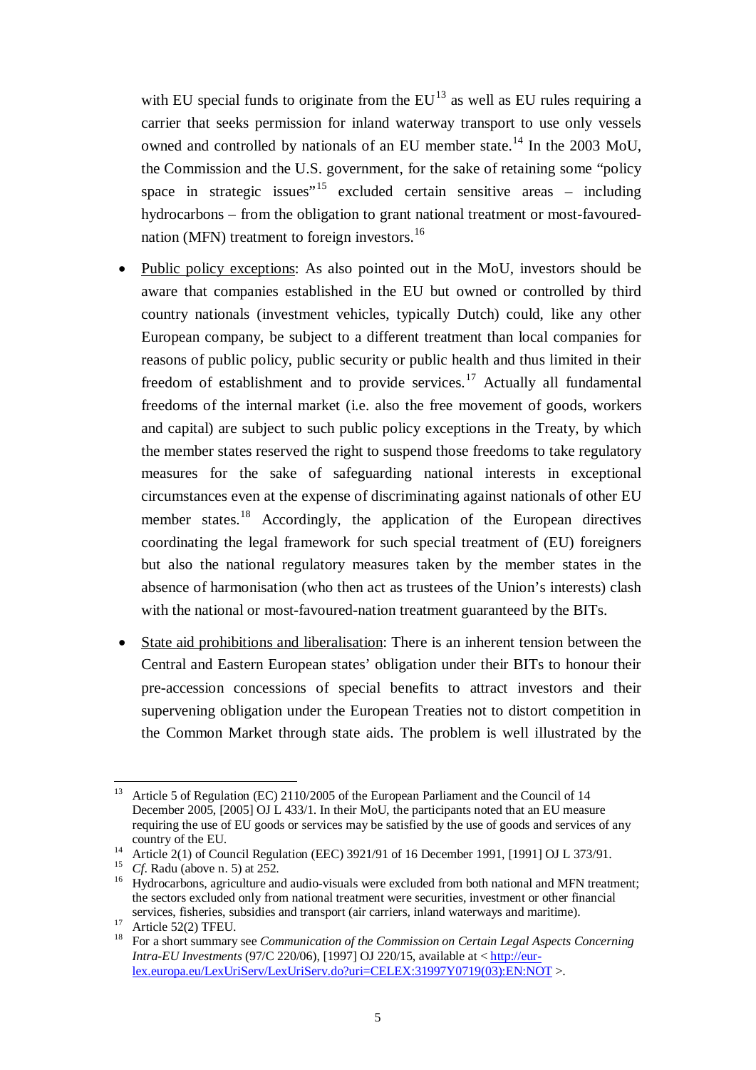with EU special funds to originate from the EU[13] as well as EU rules requiring a carrier that seeks permission for inland waterway transport to use only vessels owned and controlled by nationals of an EU member state.[14] In the 2003 MoU, the Commission and the U.S. government, for the sake of retaining some "policy space in strategic issues"[15] excluded certain sensitive areas – including hydrocarbons – from the obligation to grant national treatment or most-favoured-nation (MFN) treatment to foreign investors.[16]

- Public policy exceptions: As also pointed out in the MoU, investors should be aware that companies established in the EU but owned or controlled by third country nationals (investment vehicles, typically Dutch) could, like any other European company, be subject to a different treatment than local companies for reasons of public policy, public security or public health and thus limited in their freedom of establishment and to provide services.[17] Actually all fundamental freedoms of the internal market (i.e. also the free movement of goods, workers and capital) are subject to such public policy exceptions in the Treaty, by which the member states reserved the right to suspend those freedoms to take regulatory measures for the sake of safeguarding national interests in exceptional circumstances even at the expense of discriminating against nationals of other EU member states.[18] Accordingly, the application of the European directives coordinating the legal framework for such special treatment of (EU) foreigners but also the national regulatory measures taken by the member states in the absence of harmonisation (who then act as trustees of the Union's interests) clash with the national or most-favoured-nation treatment guaranteed by the BITs.

- State aid prohibitions and liberalisation: There is an inherent tension between the Central and Eastern European states' obligation under their BITs to honour their pre-accession concessions of special benefits to attract investors and their supervening obligation under the European Treaties not to distort competition in the Common Market through state aids. The problem is well illustrated by the

---

[13] Article 5 of Regulation (EC) 2110/2005 of the European Parliament and the Council of 14 December 2005, [2005] OJ L 433/1. In their MoU, the participants noted that an EU measure requiring the use of EU goods or services may be satisfied by the use of goods and services of any country of the EU.

[14] Article 2(1) of Council Regulation (EEC) 3921/91 of 16 December 1991, [1991] OJ L 373/91.

[15] *Cf*. Radu (above n. 5) at 252.

[16] Hydrocarbons, agriculture and audio-visuals were excluded from both national and MFN treatment; the sectors excluded only from national treatment were securities, investment or other financial services, fisheries, subsidies and transport (air carriers, inland waterways and maritime).

[17] Article 52(2) TFEU.

[18] For a short summary see *Communication of the Commission on Certain Legal Aspects Concerning Intra-EU Investments* (97/C 220/06), [1997] OJ 220/15, available at < http://eur-lex.europa.eu/LexUriServ/LexUriServ.do?uri=CELEX:31997Y0719(03):EN:NOT >.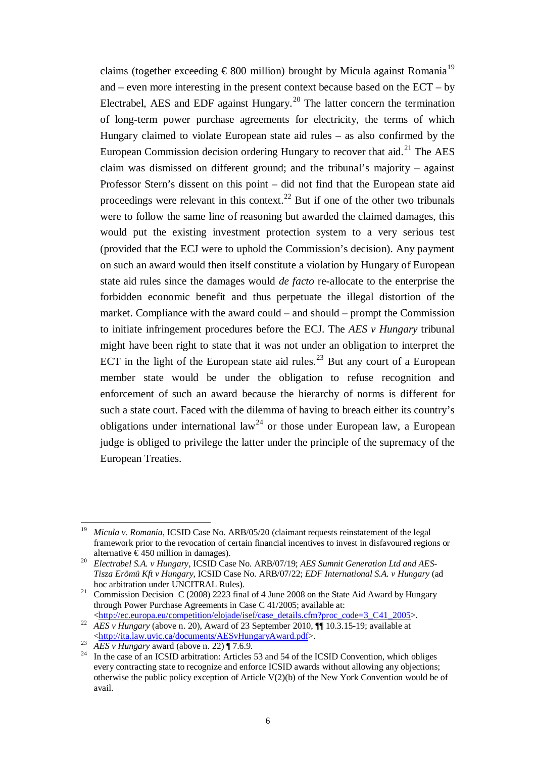claims (together exceeding € 800 million) brought by Micula against Romania[19] and – even more interesting in the present context because based on the ECT – by Electrabel, AES and EDF against Hungary.[20] The latter concern the termination of long-term power purchase agreements for electricity, the terms of which Hungary claimed to violate European state aid rules – as also confirmed by the European Commission decision ordering Hungary to recover that aid.[21] The AES claim was dismissed on different ground; and the tribunal's majority – against Professor Stern's dissent on this point – did not find that the European state aid proceedings were relevant in this context.[22] But if one of the other two tribunals were to follow the same line of reasoning but awarded the claimed damages, this would put the existing investment protection system to a very serious test (provided that the ECJ were to uphold the Commission's decision). Any payment on such an award would then itself constitute a violation by Hungary of European state aid rules since the damages would *de facto* re-allocate to the enterprise the forbidden economic benefit and thus perpetuate the illegal distortion of the market. Compliance with the award could – and should – prompt the Commission to initiate infringement procedures before the ECJ. The *AES v Hungary* tribunal might have been right to state that it was not under an obligation to interpret the ECT in the light of the European state aid rules.[23] But any court of a European member state would be under the obligation to refuse recognition and enforcement of such an award because the hierarchy of norms is different for such a state court. Faced with the dilemma of having to breach either its country's obligations under international law[24] or those under European law, a European judge is obliged to privilege the latter under the principle of the supremacy of the European Treaties.

---

[19] *Micula v. Romania*, ICSID Case No. ARB/05/20 (claimant requests reinstatement of the legal framework prior to the revocation of certain financial incentives to invest in disfavoured regions or alternative € 450 million in damages).

[20] *Electrabel S.A. v Hungary*, ICSID Case No. ARB/07/19; *AES Sumnit Generation Ltd and AES-Tisza Erömü Kft v Hungary*, ICSID Case No. ARB/07/22; *EDF International S.A. v Hungary* (ad hoc arbitration under UNCITRAL Rules).

[21] Commission Decision C (2008) 2223 final of 4 June 2008 on the State Aid Award by Hungary through Power Purchase Agreements in Case C 41/2005; available at: <http://ec.europa.eu/competition/elojade/isef/case_details.cfm?proc_code=3_C41_2005>.

[22] *AES v Hungary* (above n. 20), Award of 23 September 2010, ¶¶ 10.3.15-19; available at <http://ita.law.uvic.ca/documents/AESvHungaryAward.pdf>.

[23] *AES v Hungary* award (above n. 22) ¶ 7.6.9.

[24] In the case of an ICSID arbitration: Articles 53 and 54 of the ICSID Convention, which obliges every contracting state to recognize and enforce ICSID awards without allowing any objections; otherwise the public policy exception of Article V(2)(b) of the New York Convention would be of avail.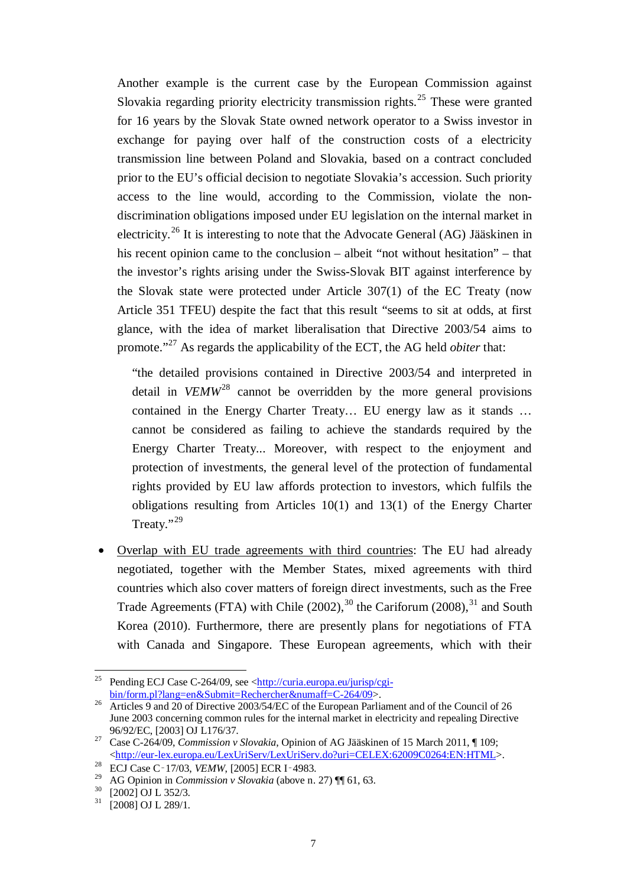Another example is the current case by the European Commission against Slovakia regarding priority electricity transmission rights.[25] These were granted for 16 years by the Slovak State owned network operator to a Swiss investor in exchange for paying over half of the construction costs of a electricity transmission line between Poland and Slovakia, based on a contract concluded prior to the EU's official decision to negotiate Slovakia's accession. Such priority access to the line would, according to the Commission, violate the non-discrimination obligations imposed under EU legislation on the internal market in electricity.[26] It is interesting to note that the Advocate General (AG) Jääskinen in his recent opinion came to the conclusion – albeit "not without hesitation" – that the investor's rights arising under the Swiss-Slovak BIT against interference by the Slovak state were protected under Article 307(1) of the EC Treaty (now Article 351 TFEU) despite the fact that this result "seems to sit at odds, at first glance, with the idea of market liberalisation that Directive 2003/54 aims to promote."[27] As regards the applicability of the ECT, the AG held *obiter* that:

> "the detailed provisions contained in Directive 2003/54 and interpreted in detail in *VEMW*[28] cannot be overridden by the more general provisions contained in the Energy Charter Treaty… EU energy law as it stands … cannot be considered as failing to achieve the standards required by the Energy Charter Treaty... Moreover, with respect to the enjoyment and protection of investments, the general level of the protection of fundamental rights provided by EU law affords protection to investors, which fulfils the obligations resulting from Articles 10(1) and 13(1) of the Energy Charter Treaty."[29]

- Overlap with EU trade agreements with third countries: The EU had already negotiated, together with the Member States, mixed agreements with third countries which also cover matters of foreign direct investments, such as the Free Trade Agreements (FTA) with Chile (2002),[30] the Cariforum (2008),[31] and South Korea (2010). Furthermore, there are presently plans for negotiations of FTA with Canada and Singapore. These European agreements, which with their

---

[25] Pending ECJ Case C-264/09, see <http://curia.europa.eu/jurisp/cgi-bin/form.pl?lang=en&Submit=Rechercher&numaff=C-264/09>.

[26] Articles 9 and 20 of Directive 2003/54/EC of the European Parliament and of the Council of 26 June 2003 concerning common rules for the internal market in electricity and repealing Directive 96/92/EC, [2003] OJ L176/37.

[27] Case C-264/09, *Commission v Slovakia*, Opinion of AG Jääskinen of 15 March 2011, ¶ 109; <http://eur-lex.europa.eu/LexUriServ/LexUriServ.do?uri=CELEX:62009C0264:EN:HTML>.

[28] ECJ Case C‑17/03, *VEMW*, [2005] ECR I‑4983.

[29] AG Opinion in *Commission v Slovakia* (above n. 27) ¶¶ 61, 63.

[30] [2002] OJ L 352/3.

[31] [2008] OJ L 289/1.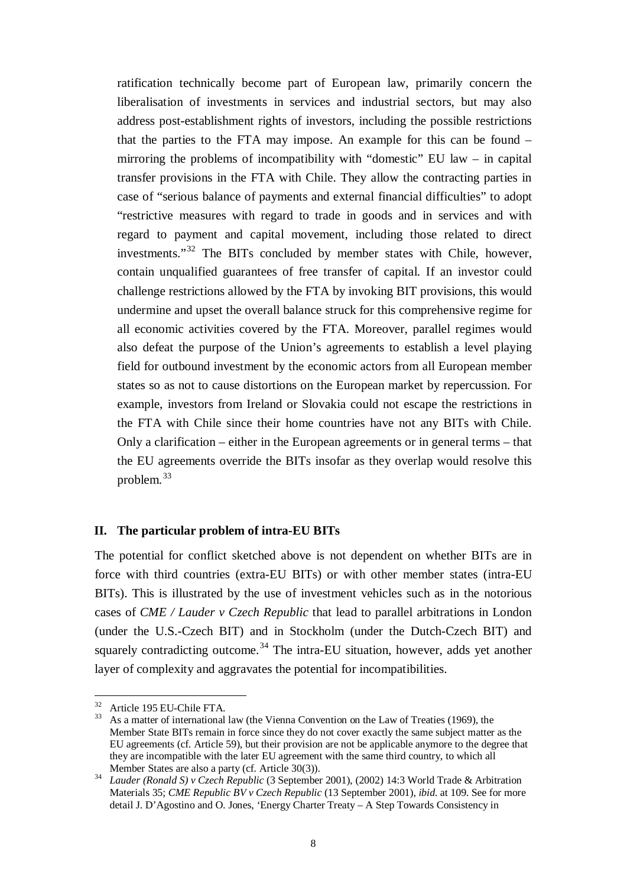ratification technically become part of European law, primarily concern the liberalisation of investments in services and industrial sectors, but may also address post-establishment rights of investors, including the possible restrictions that the parties to the FTA may impose. An example for this can be found – mirroring the problems of incompatibility with "domestic" EU law – in capital transfer provisions in the FTA with Chile. They allow the contracting parties in case of "serious balance of payments and external financial difficulties" to adopt "restrictive measures with regard to trade in goods and in services and with regard to payment and capital movement, including those related to direct investments."[32] The BITs concluded by member states with Chile, however, contain unqualified guarantees of free transfer of capital. If an investor could challenge restrictions allowed by the FTA by invoking BIT provisions, this would undermine and upset the overall balance struck for this comprehensive regime for all economic activities covered by the FTA. Moreover, parallel regimes would also defeat the purpose of the Union's agreements to establish a level playing field for outbound investment by the economic actors from all European member states so as not to cause distortions on the European market by repercussion. For example, investors from Ireland or Slovakia could not escape the restrictions in the FTA with Chile since their home countries have not any BITs with Chile. Only a clarification – either in the European agreements or in general terms – that the EU agreements override the BITs insofar as they overlap would resolve this problem.[33]

## II. The particular problem of intra-EU BITs

The potential for conflict sketched above is not dependent on whether BITs are in force with third countries (extra-EU BITs) or with other member states (intra-EU BITs). This is illustrated by the use of investment vehicles such as in the notorious cases of *CME / Lauder v Czech Republic* that lead to parallel arbitrations in London (under the U.S.-Czech BIT) and in Stockholm (under the Dutch-Czech BIT) and squarely contradicting outcome.[34] The intra-EU situation, however, adds yet another layer of complexity and aggravates the potential for incompatibilities.

---

[32] Article 195 EU-Chile FTA.

[33] As a matter of international law (the Vienna Convention on the Law of Treaties (1969), the Member State BITs remain in force since they do not cover exactly the same subject matter as the EU agreements (cf. Article 59), but their provision are not be applicable anymore to the degree that they are incompatible with the later EU agreement with the same third country, to which all Member States are also a party (cf. Article 30(3)).

[34] *Lauder (Ronald S) v Czech Republic* (3 September 2001), (2002) 14:3 World Trade & Arbitration Materials 35; *CME Republic BV v Czech Republic* (13 September 2001), *ibid.* at 109. See for more detail J. D'Agostino and O. Jones, 'Energy Charter Treaty – A Step Towards Consistency in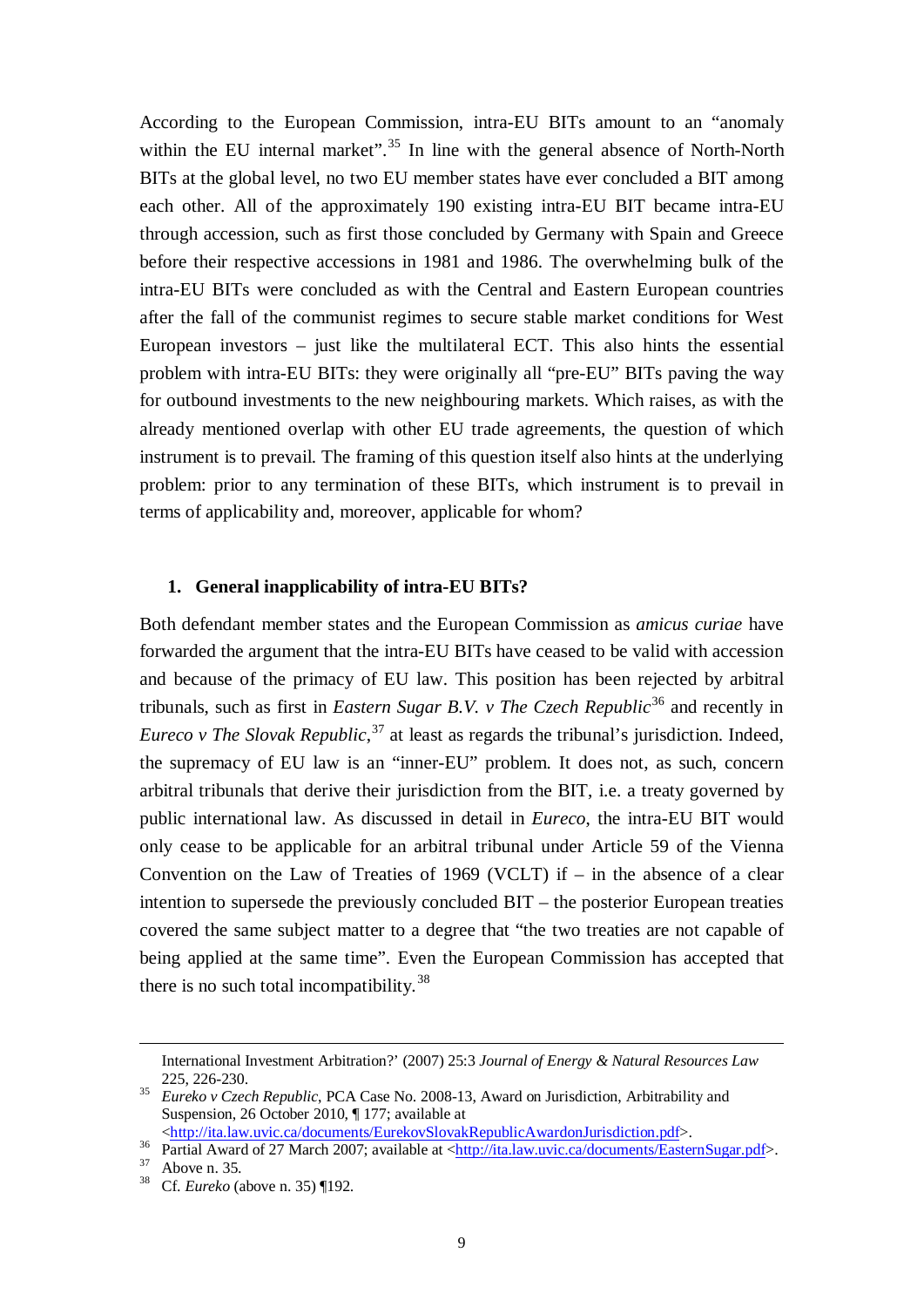According to the European Commission, intra-EU BITs amount to an "anomaly within the EU internal market".[35] In line with the general absence of North-North BITs at the global level, no two EU member states have ever concluded a BIT among each other. All of the approximately 190 existing intra-EU BIT became intra-EU through accession, such as first those concluded by Germany with Spain and Greece before their respective accessions in 1981 and 1986. The overwhelming bulk of the intra-EU BITs were concluded as with the Central and Eastern European countries after the fall of the communist regimes to secure stable market conditions for West European investors – just like the multilateral ECT. This also hints the essential problem with intra-EU BITs: they were originally all "pre-EU" BITs paving the way for outbound investments to the new neighbouring markets. Which raises, as with the already mentioned overlap with other EU trade agreements, the question of which instrument is to prevail. The framing of this question itself also hints at the underlying problem: prior to any termination of these BITs, which instrument is to prevail in terms of applicability and, moreover, applicable for whom?

### 1. General inapplicability of intra-EU BITs?

Both defendant member states and the European Commission as *amicus curiae* have forwarded the argument that the intra-EU BITs have ceased to be valid with accession and because of the primacy of EU law. This position has been rejected by arbitral tribunals, such as first in *Eastern Sugar B.V. v The Czech Republic*[36] and recently in *Eureco v The Slovak Republic*,[37] at least as regards the tribunal's jurisdiction. Indeed, the supremacy of EU law is an "inner-EU" problem. It does not, as such, concern arbitral tribunals that derive their jurisdiction from the BIT, i.e. a treaty governed by public international law. As discussed in detail in *Eureco*, the intra-EU BIT would only cease to be applicable for an arbitral tribunal under Article 59 of the Vienna Convention on the Law of Treaties of 1969 (VCLT) if – in the absence of a clear intention to supersede the previously concluded BIT – the posterior European treaties covered the same subject matter to a degree that "the two treaties are not capable of being applied at the same time". Even the European Commission has accepted that there is no such total incompatibility.[38]

---

International Investment Arbitration?' (2007) 25:3 *Journal of Energy & Natural Resources Law* 225, 226-230.

[35] *Eureko v Czech Republic*, PCA Case No. 2008-13, Award on Jurisdiction, Arbitrability and Suspension, 26 October 2010, ¶ 177; available at <http://ita.law.uvic.ca/documents/EurekovSlovakRepublicAwardonJurisdiction.pdf>.

[36] Partial Award of 27 March 2007; available at <http://ita.law.uvic.ca/documents/EasternSugar.pdf>.

[37] Above n. 35.

[38] Cf. *Eureko* (above n. 35) ¶192.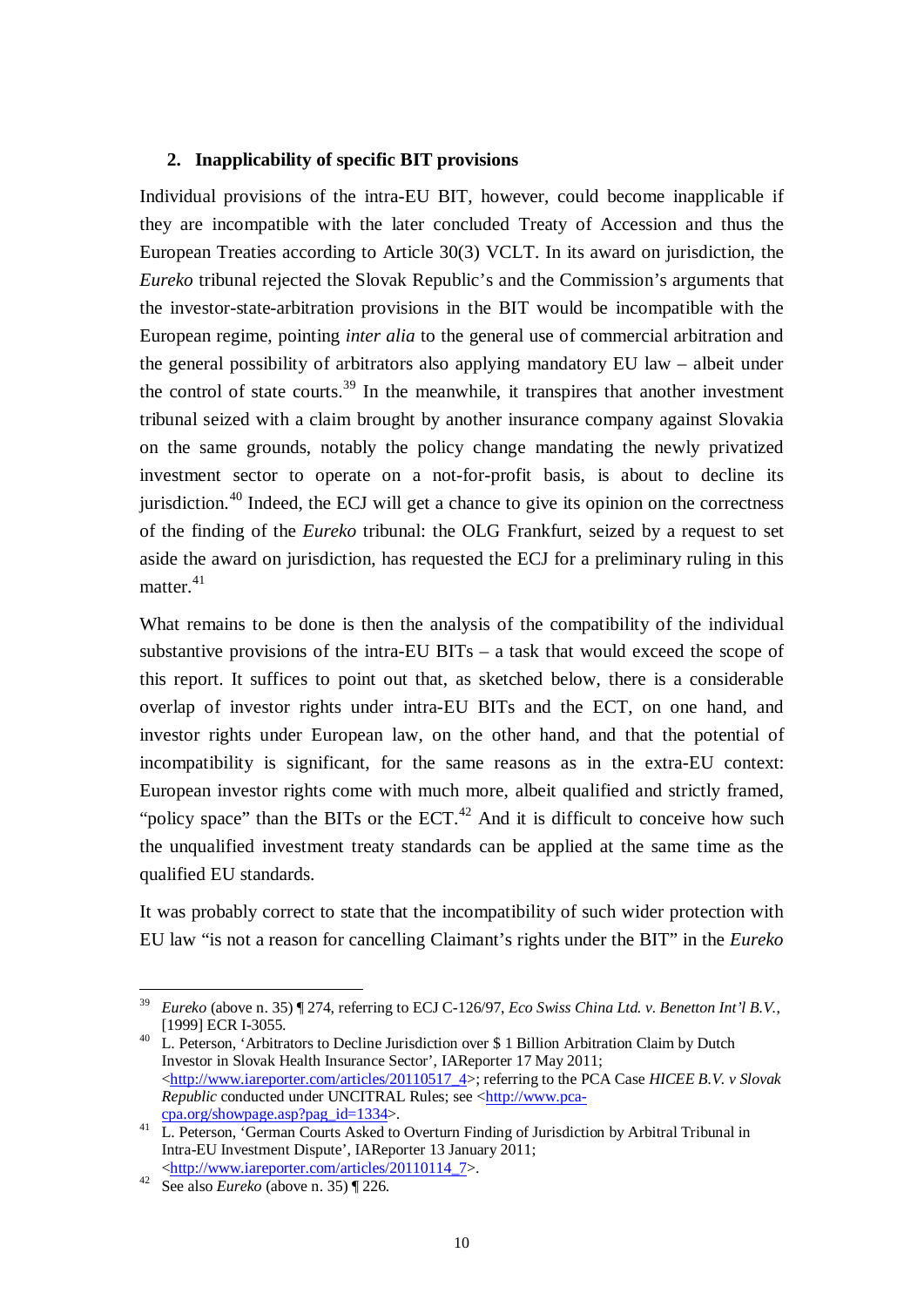### 2. Inapplicability of specific BIT provisions

Individual provisions of the intra-EU BIT, however, could become inapplicable if they are incompatible with the later concluded Treaty of Accession and thus the European Treaties according to Article 30(3) VCLT. In its award on jurisdiction, the *Eureko* tribunal rejected the Slovak Republic's and the Commission's arguments that the investor-state-arbitration provisions in the BIT would be incompatible with the European regime, pointing *inter alia* to the general use of commercial arbitration and the general possibility of arbitrators also applying mandatory EU law – albeit under the control of state courts.[39] In the meanwhile, it transpires that another investment tribunal seized with a claim brought by another insurance company against Slovakia on the same grounds, notably the policy change mandating the newly privatized investment sector to operate on a not-for-profit basis, is about to decline its jurisdiction.[40] Indeed, the ECJ will get a chance to give its opinion on the correctness of the finding of the *Eureko* tribunal: the OLG Frankfurt, seized by a request to set aside the award on jurisdiction, has requested the ECJ for a preliminary ruling in this matter.[41]

What remains to be done is then the analysis of the compatibility of the individual substantive provisions of the intra-EU BITs – a task that would exceed the scope of this report. It suffices to point out that, as sketched below, there is a considerable overlap of investor rights under intra-EU BITs and the ECT, on one hand, and investor rights under European law, on the other hand, and that the potential of incompatibility is significant, for the same reasons as in the extra-EU context: European investor rights come with much more, albeit qualified and strictly framed, "policy space" than the BITs or the ECT.[42] And it is difficult to conceive how such the unqualified investment treaty standards can be applied at the same time as the qualified EU standards.

It was probably correct to state that the incompatibility of such wider protection with EU law "is not a reason for cancelling Claimant's rights under the BIT" in the *Eureko*

---

[39] *Eureko* (above n. 35) ¶ 274, referring to ECJ C-126/97, *Eco Swiss China Ltd. v. Benetton Int'l B.V.*, [1999] ECR I-3055.

[40] L. Peterson, 'Arbitrators to Decline Jurisdiction over $ 1 Billion Arbitration Claim by Dutch Investor in Slovak Health Insurance Sector', IAReporter 17 May 2011; <http://www.iareporter.com/articles/20110517_4>; referring to the PCA Case *HICEE B.V. v Slovak Republic* conducted under UNCITRAL Rules; see <http://www.pca-cpa.org/showpage.asp?pag_id=1334>.

[41] L. Peterson, 'German Courts Asked to Overturn Finding of Jurisdiction by Arbitral Tribunal in Intra-EU Investment Dispute', IAReporter 13 January 2011; <http://www.iareporter.com/articles/20110114_7>.

[42] See also *Eureko* (above n. 35) ¶ 226.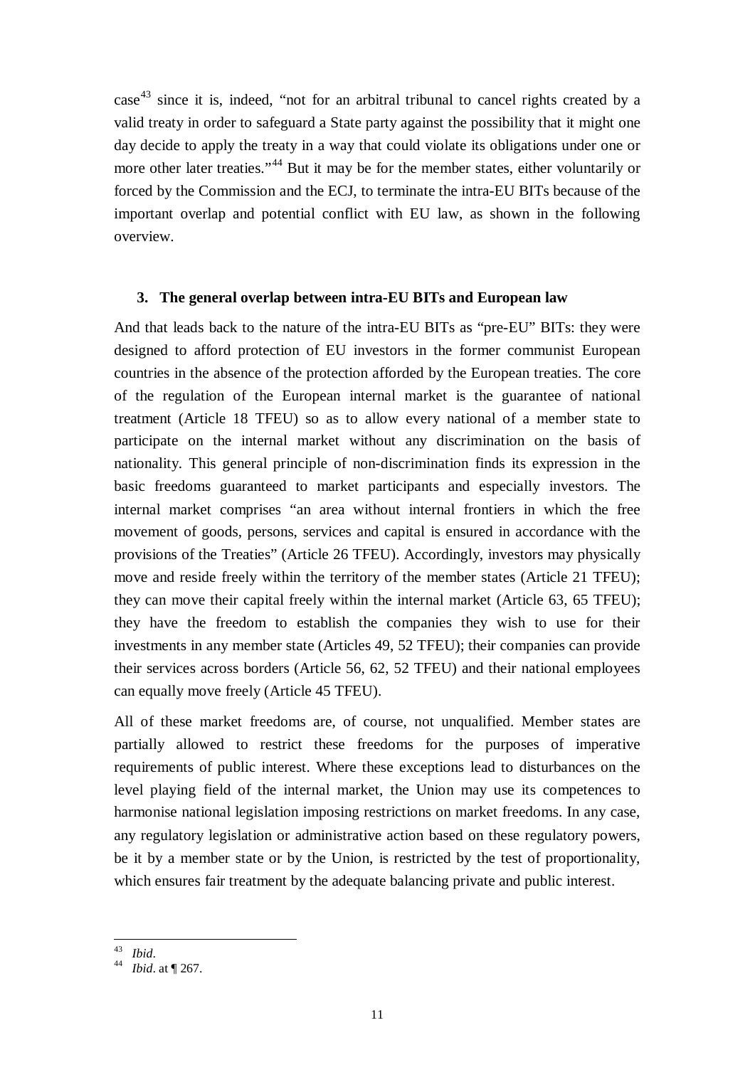case[43] since it is, indeed, "not for an arbitral tribunal to cancel rights created by a valid treaty in order to safeguard a State party against the possibility that it might one day decide to apply the treaty in a way that could violate its obligations under one or more other later treaties."[44] But it may be for the member states, either voluntarily or forced by the Commission and the ECJ, to terminate the intra-EU BITs because of the important overlap and potential conflict with EU law, as shown in the following overview.

### 3. The general overlap between intra-EU BITs and European law

And that leads back to the nature of the intra-EU BITs as "pre-EU" BITs: they were designed to afford protection of EU investors in the former communist European countries in the absence of the protection afforded by the European treaties. The core of the regulation of the European internal market is the guarantee of national treatment (Article 18 TFEU) so as to allow every national of a member state to participate on the internal market without any discrimination on the basis of nationality. This general principle of non-discrimination finds its expression in the basic freedoms guaranteed to market participants and especially investors. The internal market comprises "an area without internal frontiers in which the free movement of goods, persons, services and capital is ensured in accordance with the provisions of the Treaties" (Article 26 TFEU). Accordingly, investors may physically move and reside freely within the territory of the member states (Article 21 TFEU); they can move their capital freely within the internal market (Article 63, 65 TFEU); they have the freedom to establish the companies they wish to use for their investments in any member state (Articles 49, 52 TFEU); their companies can provide their services across borders (Article 56, 62, 52 TFEU) and their national employees can equally move freely (Article 45 TFEU).

All of these market freedoms are, of course, not unqualified. Member states are partially allowed to restrict these freedoms for the purposes of imperative requirements of public interest. Where these exceptions lead to disturbances on the level playing field of the internal market, the Union may use its competences to harmonise national legislation imposing restrictions on market freedoms. In any case, any regulatory legislation or administrative action based on these regulatory powers, be it by a member state or by the Union, is restricted by the test of proportionality, which ensures fair treatment by the adequate balancing private and public interest.

---

[43] *Ibid*.

[44] *Ibid*. at ¶ 267.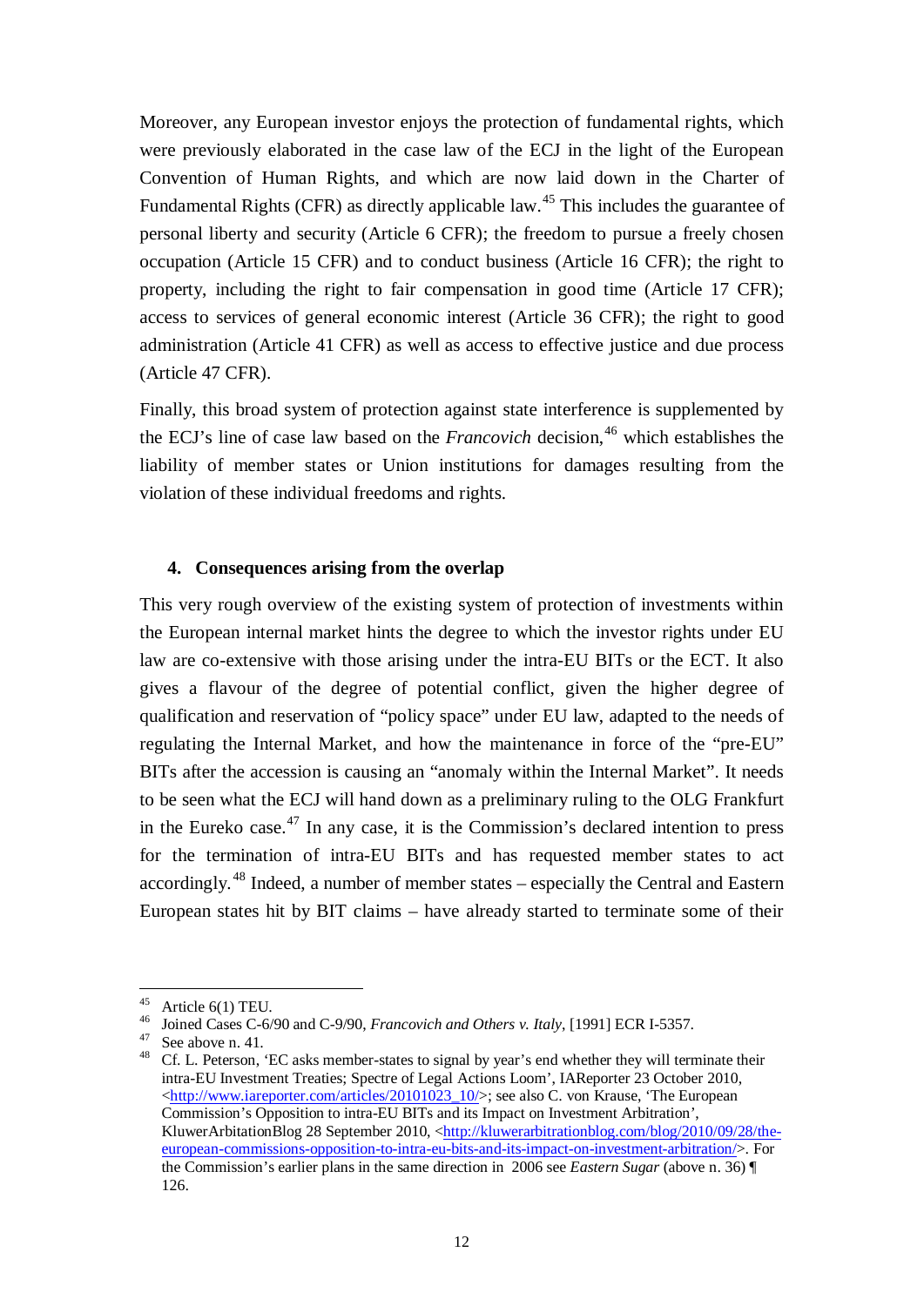Moreover, any European investor enjoys the protection of fundamental rights, which were previously elaborated in the case law of the ECJ in the light of the European Convention of Human Rights, and which are now laid down in the Charter of Fundamental Rights (CFR) as directly applicable law.[45] This includes the guarantee of personal liberty and security (Article 6 CFR); the freedom to pursue a freely chosen occupation (Article 15 CFR) and to conduct business (Article 16 CFR); the right to property, including the right to fair compensation in good time (Article 17 CFR); access to services of general economic interest (Article 36 CFR); the right to good administration (Article 41 CFR) as well as access to effective justice and due process (Article 47 CFR).

Finally, this broad system of protection against state interference is supplemented by the ECJ's line of case law based on the *Francovich* decision,[46] which establishes the liability of member states or Union institutions for damages resulting from the violation of these individual freedoms and rights.

### 4. Consequences arising from the overlap

This very rough overview of the existing system of protection of investments within the European internal market hints the degree to which the investor rights under EU law are co-extensive with those arising under the intra-EU BITs or the ECT. It also gives a flavour of the degree of potential conflict, given the higher degree of qualification and reservation of "policy space" under EU law, adapted to the needs of regulating the Internal Market, and how the maintenance in force of the "pre-EU" BITs after the accession is causing an "anomaly within the Internal Market". It needs to be seen what the ECJ will hand down as a preliminary ruling to the OLG Frankfurt in the Eureko case.[47] In any case, it is the Commission's declared intention to press for the termination of intra-EU BITs and has requested member states to act accordingly.[48] Indeed, a number of member states – especially the Central and Eastern European states hit by BIT claims – have already started to terminate some of their

---

[45] Article 6(1) TEU.

[46] Joined Cases C-6/90 and C-9/90, *Francovich and Others v. Italy*, [1991] ECR I-5357.

[47] See above n. 41.

[48] Cf. L. Peterson, 'EC asks member-states to signal by year's end whether they will terminate their intra-EU Investment Treaties; Spectre of Legal Actions Loom', IAReporter 23 October 2010, <http://www.iareporter.com/articles/20101023_10/>; see also C. von Krause, 'The European Commission's Opposition to intra-EU BITs and its Impact on Investment Arbitration', KluwerArbitationBlog 28 September 2010, <http://kluwerarbitrationblog.com/blog/2010/09/28/the-european-commissions-opposition-to-intra-eu-bits-and-its-impact-on-investment-arbitration/>. For the Commission's earlier plans in the same direction in 2006 see *Eastern Sugar* (above n. 36) ¶ 126.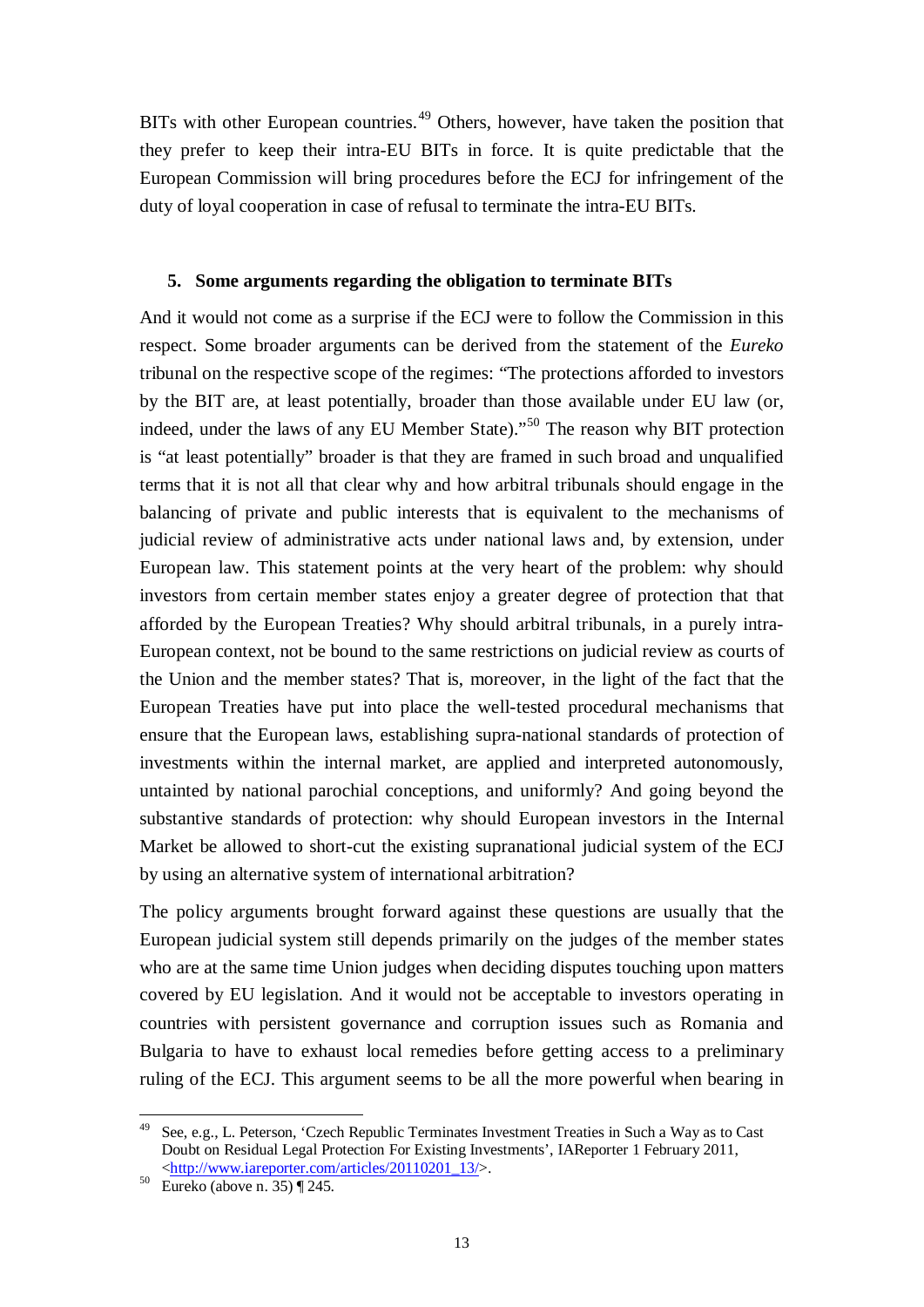BITs with other European countries.[49] Others, however, have taken the position that they prefer to keep their intra-EU BITs in force. It is quite predictable that the European Commission will bring procedures before the ECJ for infringement of the duty of loyal cooperation in case of refusal to terminate the intra-EU BITs.

## 5. Some arguments regarding the obligation to terminate BITs

And it would not come as a surprise if the ECJ were to follow the Commission in this respect. Some broader arguments can be derived from the statement of the *Eureko* tribunal on the respective scope of the regimes: "The protections afforded to investors by the BIT are, at least potentially, broader than those available under EU law (or, indeed, under the laws of any EU Member State)."[50] The reason why BIT protection is "at least potentially" broader is that they are framed in such broad and unqualified terms that it is not all that clear why and how arbitral tribunals should engage in the balancing of private and public interests that is equivalent to the mechanisms of judicial review of administrative acts under national laws and, by extension, under European law. This statement points at the very heart of the problem: why should investors from certain member states enjoy a greater degree of protection that that afforded by the European Treaties? Why should arbitral tribunals, in a purely intra-European context, not be bound to the same restrictions on judicial review as courts of the Union and the member states? That is, moreover, in the light of the fact that the European Treaties have put into place the well-tested procedural mechanisms that ensure that the European laws, establishing supra-national standards of protection of investments within the internal market, are applied and interpreted autonomously, untainted by national parochial conceptions, and uniformly? And going beyond the substantive standards of protection: why should European investors in the Internal Market be allowed to short-cut the existing supranational judicial system of the ECJ by using an alternative system of international arbitration?

The policy arguments brought forward against these questions are usually that the European judicial system still depends primarily on the judges of the member states who are at the same time Union judges when deciding disputes touching upon matters covered by EU legislation. And it would not be acceptable to investors operating in countries with persistent governance and corruption issues such as Romania and Bulgaria to have to exhaust local remedies before getting access to a preliminary ruling of the ECJ. This argument seems to be all the more powerful when bearing in

---

[49] See, e.g., L. Peterson, 'Czech Republic Terminates Investment Treaties in Such a Way as to Cast Doubt on Residual Legal Protection For Existing Investments', IAReporter 1 February 2011, <http://www.iareporter.com/articles/20110201_13/>.

[50] Eureko (above n. 35) ¶ 245.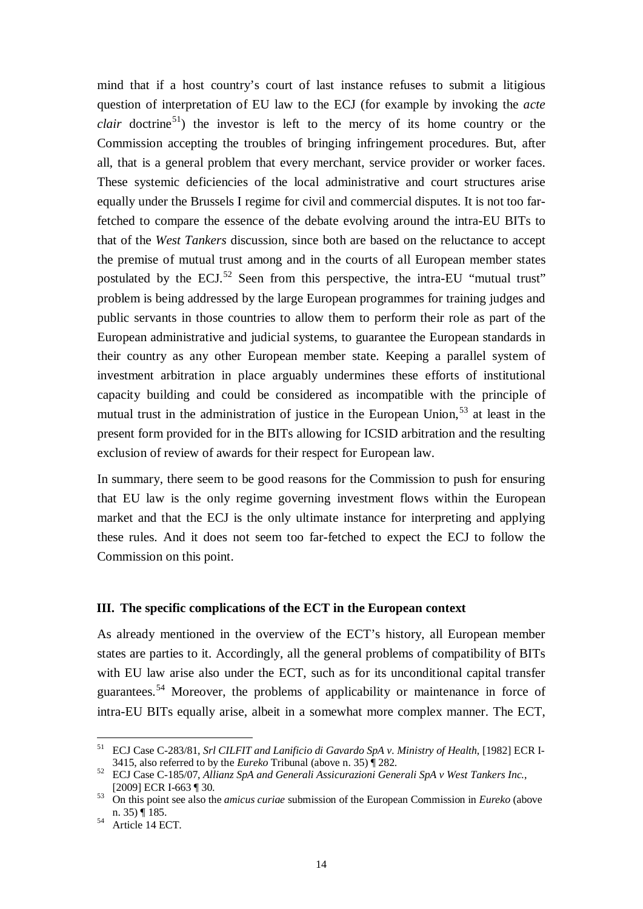mind that if a host country's court of last instance refuses to submit a litigious question of interpretation of EU law to the ECJ (for example by invoking the *acte clair* doctrine[51]) the investor is left to the mercy of its home country or the Commission accepting the troubles of bringing infringement procedures. But, after all, that is a general problem that every merchant, service provider or worker faces. These systemic deficiencies of the local administrative and court structures arise equally under the Brussels I regime for civil and commercial disputes. It is not too far-fetched to compare the essence of the debate evolving around the intra-EU BITs to that of the *West Tankers* discussion, since both are based on the reluctance to accept the premise of mutual trust among and in the courts of all European member states postulated by the ECJ.[52] Seen from this perspective, the intra-EU "mutual trust" problem is being addressed by the large European programmes for training judges and public servants in those countries to allow them to perform their role as part of the European administrative and judicial systems, to guarantee the European standards in their country as any other European member state. Keeping a parallel system of investment arbitration in place arguably undermines these efforts of institutional capacity building and could be considered as incompatible with the principle of mutual trust in the administration of justice in the European Union,[53] at least in the present form provided for in the BITs allowing for ICSID arbitration and the resulting exclusion of review of awards for their respect for European law.

In summary, there seem to be good reasons for the Commission to push for ensuring that EU law is the only regime governing investment flows within the European market and that the ECJ is the only ultimate instance for interpreting and applying these rules. And it does not seem too far-fetched to expect the ECJ to follow the Commission on this point.

### III. The specific complications of the ECT in the European context

As already mentioned in the overview of the ECT's history, all European member states are parties to it. Accordingly, all the general problems of compatibility of BITs with EU law arise also under the ECT, such as for its unconditional capital transfer guarantees.[54] Moreover, the problems of applicability or maintenance in force of intra-EU BITs equally arise, albeit in a somewhat more complex manner. The ECT,

---

[51] ECJ Case C-283/81, *Srl CILFIT and Lanificio di Gavardo SpA v. Ministry of Health*, [1982] ECR I-3415, also referred to by the *Eureko* Tribunal (above n. 35) ¶ 282.

[52] ECJ Case C-185/07, *Allianz SpA and Generali Assicurazioni Generali SpA v West Tankers Inc.*, [2009] ECR I-663 ¶ 30.

[53] On this point see also the *amicus curiae* submission of the European Commission in *Eureko* (above n. 35) ¶ 185.

[54] Article 14 ECT.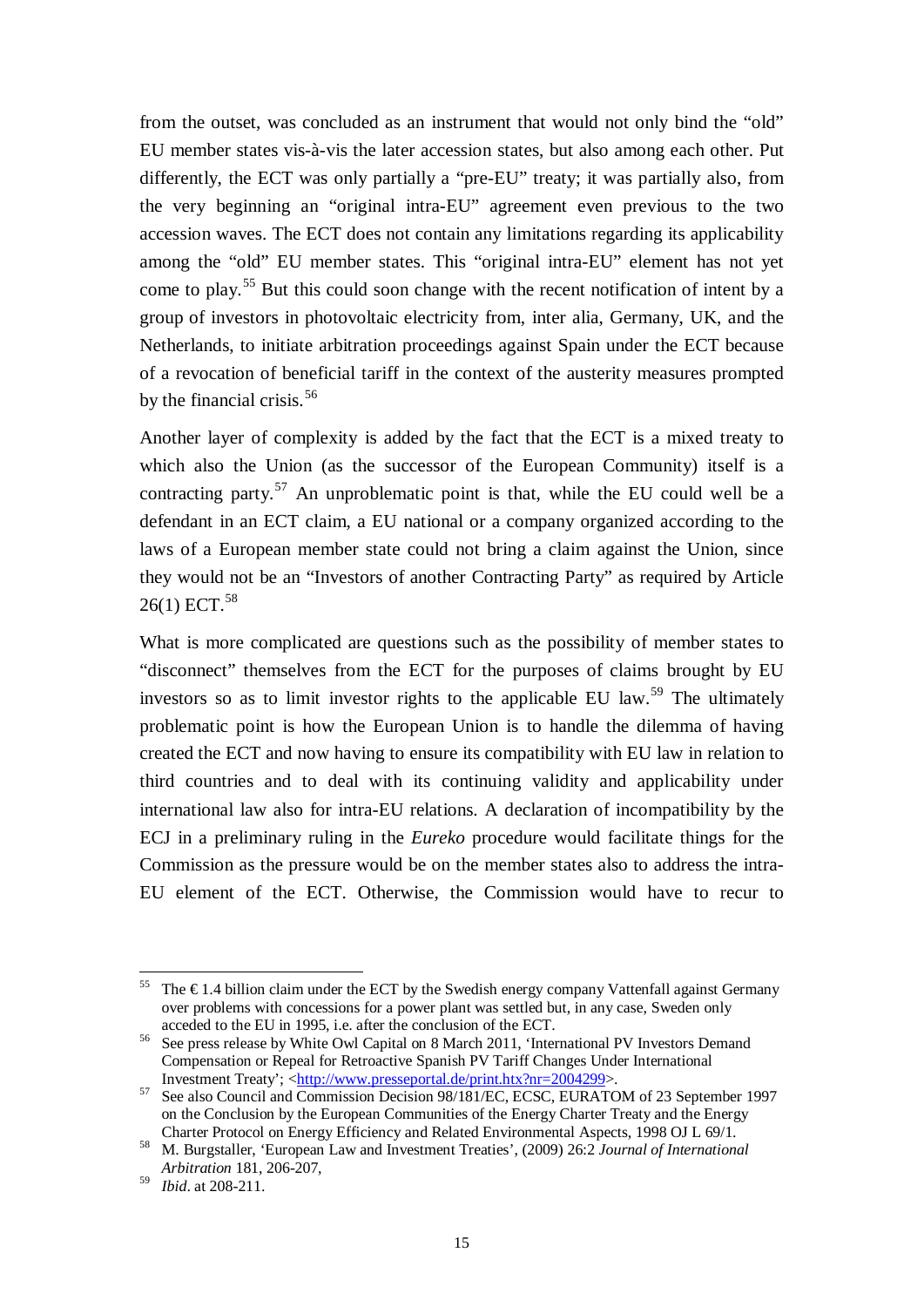from the outset, was concluded as an instrument that would not only bind the "old" EU member states vis-à-vis the later accession states, but also among each other. Put differently, the ECT was only partially a "pre-EU" treaty; it was partially also, from the very beginning an "original intra-EU" agreement even previous to the two accession waves. The ECT does not contain any limitations regarding its applicability among the "old" EU member states. This "original intra-EU" element has not yet come to play.[55] But this could soon change with the recent notification of intent by a group of investors in photovoltaic electricity from, inter alia, Germany, UK, and the Netherlands, to initiate arbitration proceedings against Spain under the ECT because of a revocation of beneficial tariff in the context of the austerity measures prompted by the financial crisis.[56]

Another layer of complexity is added by the fact that the ECT is a mixed treaty to which also the Union (as the successor of the European Community) itself is a contracting party.[57] An unproblematic point is that, while the EU could well be a defendant in an ECT claim, a EU national or a company organized according to the laws of a European member state could not bring a claim against the Union, since they would not be an "Investors of another Contracting Party" as required by Article 26(1) ECT.[58]

What is more complicated are questions such as the possibility of member states to "disconnect" themselves from the ECT for the purposes of claims brought by EU investors so as to limit investor rights to the applicable EU law.[59] The ultimately problematic point is how the European Union is to handle the dilemma of having created the ECT and now having to ensure its compatibility with EU law in relation to third countries and to deal with its continuing validity and applicability under international law also for intra-EU relations. A declaration of incompatibility by the ECJ in a preliminary ruling in the *Eureko* procedure would facilitate things for the Commission as the pressure would be on the member states also to address the intra-EU element of the ECT. Otherwise, the Commission would have to recur to

---

[55] The €1.4 billion claim under the ECT by the Swedish energy company Vattenfall against Germany over problems with concessions for a power plant was settled but, in any case, Sweden only acceded to the EU in 1995, i.e. after the conclusion of the ECT.

[56] See press release by White Owl Capital on 8 March 2011, 'International PV Investors Demand Compensation or Repeal for Retroactive Spanish PV Tariff Changes Under International Investment Treaty'; <http://www.presseportal.de/print.htx?nr=2004299>.

[57] See also Council and Commission Decision 98/181/EC, ECSC, EURATOM of 23 September 1997 on the Conclusion by the European Communities of the Energy Charter Treaty and the Energy Charter Protocol on Energy Efficiency and Related Environmental Aspects, 1998 OJ L 69/1.

[58] M. Burgstaller, 'European Law and Investment Treaties', (2009) 26:2 *Journal of International Arbitration* 181, 206-207,

[59] *Ibid*. at 208-211.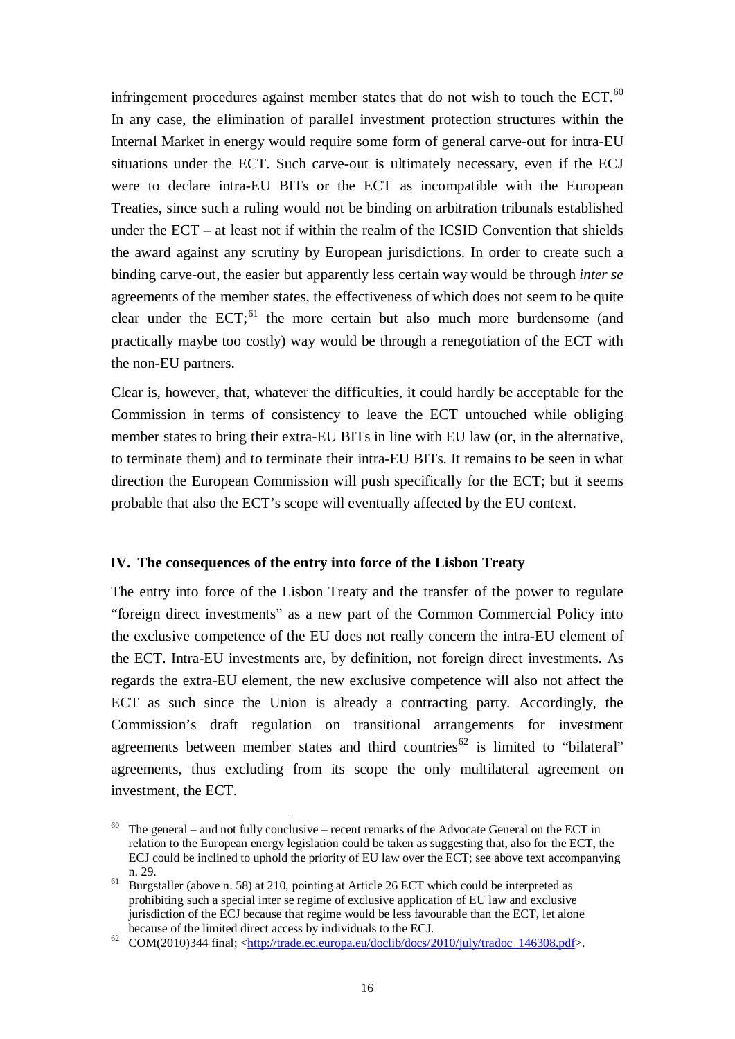infringement procedures against member states that do not wish to touch the ECT.[60] In any case, the elimination of parallel investment protection structures within the Internal Market in energy would require some form of general carve-out for intra-EU situations under the ECT. Such carve-out is ultimately necessary, even if the ECJ were to declare intra-EU BITs or the ECT as incompatible with the European Treaties, since such a ruling would not be binding on arbitration tribunals established under the ECT – at least not if within the realm of the ICSID Convention that shields the award against any scrutiny by European jurisdictions. In order to create such a binding carve-out, the easier but apparently less certain way would be through *inter se* agreements of the member states, the effectiveness of which does not seem to be quite clear under the ECT;[61] the more certain but also much more burdensome (and practically maybe too costly) way would be through a renegotiation of the ECT with the non-EU partners.

Clear is, however, that, whatever the difficulties, it could hardly be acceptable for the Commission in terms of consistency to leave the ECT untouched while obliging member states to bring their extra-EU BITs in line with EU law (or, in the alternative, to terminate them) and to terminate their intra-EU BITs. It remains to be seen in what direction the European Commission will push specifically for the ECT; but it seems probable that also the ECT's scope will eventually affected by the EU context.

## IV. The consequences of the entry into force of the Lisbon Treaty

The entry into force of the Lisbon Treaty and the transfer of the power to regulate "foreign direct investments" as a new part of the Common Commercial Policy into the exclusive competence of the EU does not really concern the intra-EU element of the ECT. Intra-EU investments are, by definition, not foreign direct investments. As regards the extra-EU element, the new exclusive competence will also not affect the ECT as such since the Union is already a contracting party. Accordingly, the Commission's draft regulation on transitional arrangements for investment agreements between member states and third countries[62] is limited to "bilateral" agreements, thus excluding from its scope the only multilateral agreement on investment, the ECT.

---

[60] The general – and not fully conclusive – recent remarks of the Advocate General on the ECT in relation to the European energy legislation could be taken as suggesting that, also for the ECT, the ECJ could be inclined to uphold the priority of EU law over the ECT; see above text accompanying n. 29.

[61] Burgstaller (above n. 58) at 210, pointing at Article 26 ECT which could be interpreted as prohibiting such a special inter se regime of exclusive application of EU law and exclusive jurisdiction of the ECJ because that regime would be less favourable than the ECT, let alone because of the limited direct access by individuals to the ECJ.

[62] COM(2010)344 final; <http://trade.ec.europa.eu/doclib/docs/2010/july/tradoc_146308.pdf>.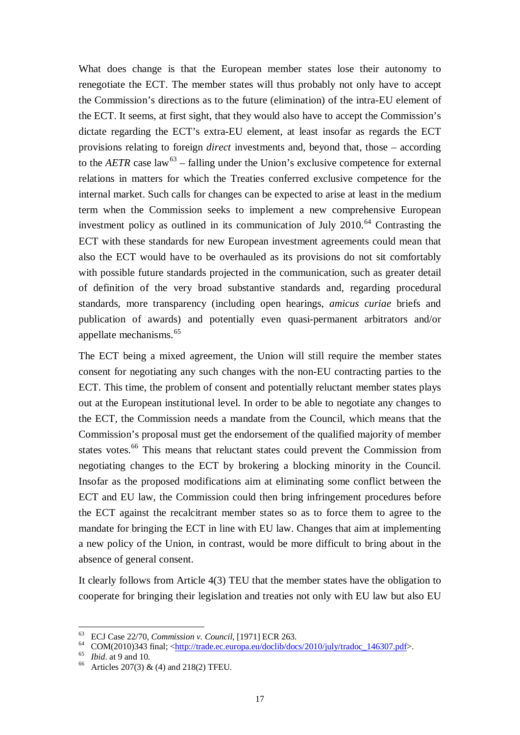What does change is that the European member states lose their autonomy to renegotiate the ECT. The member states will thus probably not only have to accept the Commission's directions as to the future (elimination) of the intra-EU element of the ECT. It seems, at first sight, that they would also have to accept the Commission's dictate regarding the ECT's extra-EU element, at least insofar as regards the ECT provisions relating to foreign *direct* investments and, beyond that, those – according to the *AETR* case law[63] – falling under the Union's exclusive competence for external relations in matters for which the Treaties conferred exclusive competence for the internal market. Such calls for changes can be expected to arise at least in the medium term when the Commission seeks to implement a new comprehensive European investment policy as outlined in its communication of July 2010.[64] Contrasting the ECT with these standards for new European investment agreements could mean that also the ECT would have to be overhauled as its provisions do not sit comfortably with possible future standards projected in the communication, such as greater detail of definition of the very broad substantive standards and, regarding procedural standards, more transparency (including open hearings, *amicus curiae* briefs and publication of awards) and potentially even quasi-permanent arbitrators and/or appellate mechanisms.[65]

The ECT being a mixed agreement, the Union will still require the member states consent for negotiating any such changes with the non-EU contracting parties to the ECT. This time, the problem of consent and potentially reluctant member states plays out at the European institutional level. In order to be able to negotiate any changes to the ECT, the Commission needs a mandate from the Council, which means that the Commission's proposal must get the endorsement of the qualified majority of member states votes.[66] This means that reluctant states could prevent the Commission from negotiating changes to the ECT by brokering a blocking minority in the Council. Insofar as the proposed modifications aim at eliminating some conflict between the ECT and EU law, the Commission could then bring infringement procedures before the ECT against the recalcitrant member states so as to force them to agree to the mandate for bringing the ECT in line with EU law. Changes that aim at implementing a new policy of the Union, in contrast, would be more difficult to bring about in the absence of general consent.

It clearly follows from Article 4(3) TEU that the member states have the obligation to cooperate for bringing their legislation and treaties not only with EU law but also EU

---

[63] ECJ Case 22/70, *Commission v. Council*, [1971] ECR 263.

[64] COM(2010)343 final; <http://trade.ec.europa.eu/doclib/docs/2010/july/tradoc_146307.pdf>.

[65] *Ibid*. at 9 and 10.

[66] Articles 207(3) & (4) and 218(2) TFEU.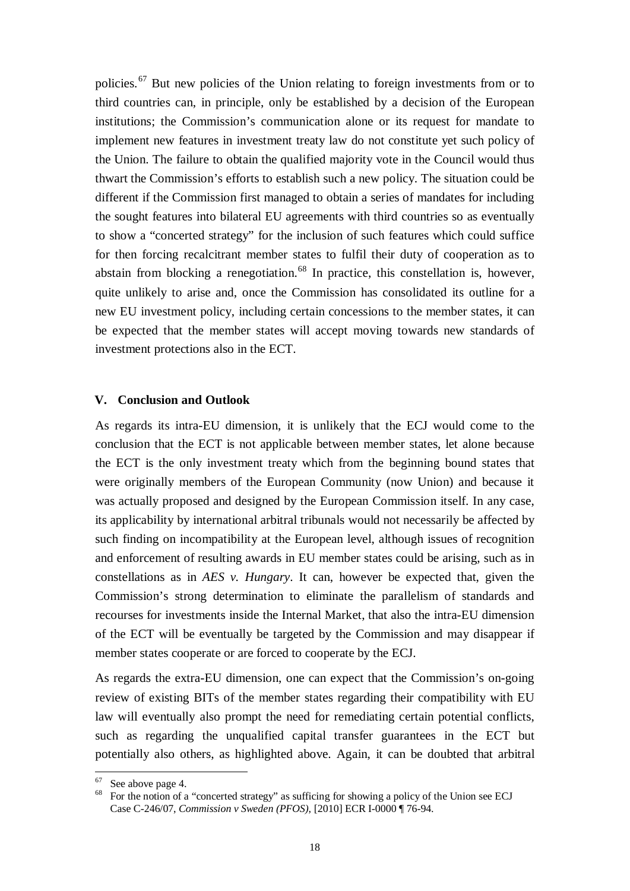policies.[67] But new policies of the Union relating to foreign investments from or to third countries can, in principle, only be established by a decision of the European institutions; the Commission's communication alone or its request for mandate to implement new features in investment treaty law do not constitute yet such policy of the Union. The failure to obtain the qualified majority vote in the Council would thus thwart the Commission's efforts to establish such a new policy. The situation could be different if the Commission first managed to obtain a series of mandates for including the sought features into bilateral EU agreements with third countries so as eventually to show a "concerted strategy" for the inclusion of such features which could suffice for then forcing recalcitrant member states to fulfil their duty of cooperation as to abstain from blocking a renegotiation.[68] In practice, this constellation is, however, quite unlikely to arise and, once the Commission has consolidated its outline for a new EU investment policy, including certain concessions to the member states, it can be expected that the member states will accept moving towards new standards of investment protections also in the ECT.

## V. Conclusion and Outlook

As regards its intra-EU dimension, it is unlikely that the ECJ would come to the conclusion that the ECT is not applicable between member states, let alone because the ECT is the only investment treaty which from the beginning bound states that were originally members of the European Community (now Union) and because it was actually proposed and designed by the European Commission itself. In any case, its applicability by international arbitral tribunals would not necessarily be affected by such finding on incompatibility at the European level, although issues of recognition and enforcement of resulting awards in EU member states could be arising, such as in constellations as in *AES v. Hungary*. It can, however be expected that, given the Commission's strong determination to eliminate the parallelism of standards and recourses for investments inside the Internal Market, that also the intra-EU dimension of the ECT will be eventually be targeted by the Commission and may disappear if member states cooperate or are forced to cooperate by the ECJ.

As regards the extra-EU dimension, one can expect that the Commission's on-going review of existing BITs of the member states regarding their compatibility with EU law will eventually also prompt the need for remediating certain potential conflicts, such as regarding the unqualified capital transfer guarantees in the ECT but potentially also others, as highlighted above. Again, it can be doubted that arbitral

---

[67] See above page 4.

[68] For the notion of a "concerted strategy" as sufficing for showing a policy of the Union see ECJ Case C-246/07, *Commission v Sweden (PFOS)*, [2010] ECR I-0000 ¶ 76-94.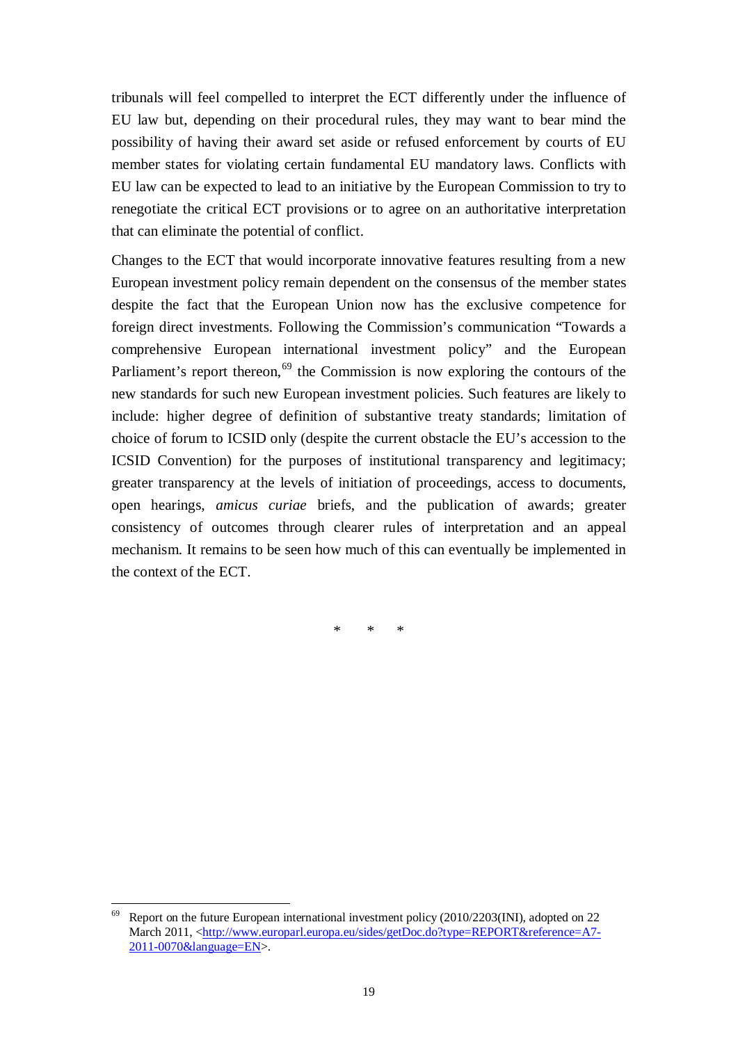tribunals will feel compelled to interpret the ECT differently under the influence of EU law but, depending on their procedural rules, they may want to bear mind the possibility of having their award set aside or refused enforcement by courts of EU member states for violating certain fundamental EU mandatory laws. Conflicts with EU law can be expected to lead to an initiative by the European Commission to try to renegotiate the critical ECT provisions or to agree on an authoritative interpretation that can eliminate the potential of conflict.

Changes to the ECT that would incorporate innovative features resulting from a new European investment policy remain dependent on the consensus of the member states despite the fact that the European Union now has the exclusive competence for foreign direct investments. Following the Commission's communication "Towards a comprehensive European international investment policy" and the European Parliament's report thereon,[69] the Commission is now exploring the contours of the new standards for such new European investment policies. Such features are likely to include: higher degree of definition of substantive treaty standards; limitation of choice of forum to ICSID only (despite the current obstacle the EU's accession to the ICSID Convention) for the purposes of institutional transparency and legitimacy; greater transparency at the levels of initiation of proceedings, access to documents, open hearings, *amicus curiae* briefs, and the publication of awards; greater consistency of outcomes through clearer rules of interpretation and an appeal mechanism. It remains to be seen how much of this can eventually be implemented in the context of the ECT.

\* \* \*

---

[69] Report on the future European international investment policy (2010/2203(INI), adopted on 22 March 2011, <http://www.europarl.europa.eu/sides/getDoc.do?type=REPORT&reference=A7-2011-0070&language=EN>.